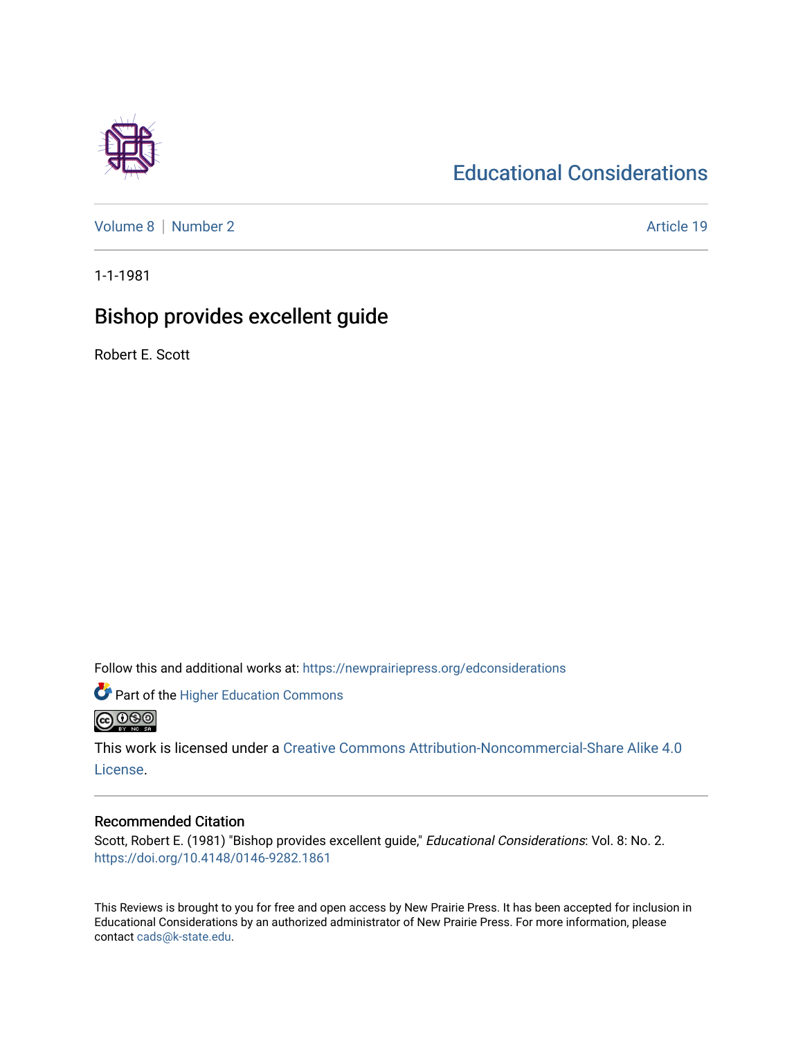# Educational Considerations

Volume 8 | Number 2 | Article 19

1-1-1981

## Bishop provides excellent guide

Robert E. Scott

Follow this and additional works at: https://newprairiepress.org/edconsiderations

Part of the Higher Education Commons

This work is licensed under a Creative Commons Attribution-Noncommercial-Share Alike 4.0 License.

### Recommended Citation

Scott, Robert E. (1981) "Bishop provides excellent guide," *Educational Considerations*: Vol. 8: No. 2. https://doi.org/10.4148/0146-9282.1861

This Reviews is brought to you for free and open access by New Prairie Press. It has been accepted for inclusion in Educational Considerations by an authorized administrator of New Prairie Press. For more information, please contact cads@k-state.edu.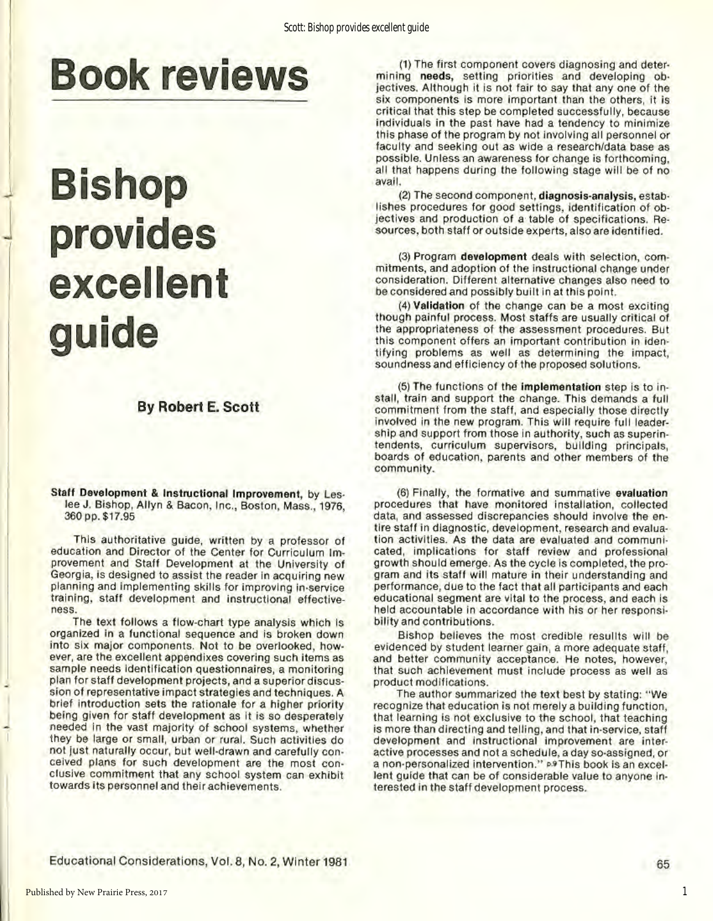# Book reviews

## Bishop provides excellent guide

**By Robert E. Scott**

**Staff Development & Instructional Improvement,** by Leslee J. Bishop, Allyn & Bacon, Inc., Boston, Mass., 1976, 360 pp. $17.95

This authoritative guide, written by a professor of education and Director of the Center for Curriculum Improvement and Staff Development at the University of Georgia, is designed to assist the reader in acquiring new planning and implementing skills for improving in-service training, staff development and instructional effectiveness.

The text follows a flow-chart type analysis which is organized in a functional sequence and is broken down into six major components. Not to be overlooked, however, are the excellent appendixes covering such items as sample needs identification questionnaires, a monitoring plan for staff development projects, and a superior discussion of representative impact strategies and techniques. A brief introduction sets the rationale for a higher priority being given for staff development as it is so desperately needed in the vast majority of school systems, whether they be large or small, urban or rural. Such activities do not just naturally occur, but well-drawn and carefully conceived plans for such development are the most conclusive commitment that any school system can exhibit towards its personnel and their achievements.

(1) The first component covers diagnosing and determining **needs,** setting priorities and developing objectives. Although it is not fair to say that any one of the six components is more important than the others, it is critical that this step be completed successfully, because individuals in the past have had a tendency to minimize this phase of the program by not involving all personnel or faculty and seeking out as wide a research/data base as possible. Unless an awareness for change is forthcoming, all that happens during the following stage will be of no avail.

(2) The second component, **diagnosis-analysis,** establishes procedures for good settings, identification of objectives and production of a table of specifications. Resources, both staff or outside experts, also are identified.

(3) Program **development** deals with selection, commitments, and adoption of the instructional change under consideration. Different alternative changes also need to be considered and possibly built in at this point.

(4) **Validation** of the change can be a most exciting though painful process. Most staffs are usually critical of the appropriateness of the assessment procedures. But this component offers an important contribution in identifying problems as well as determining the impact, soundness and efficiency of the proposed solutions.

(5) The functions of the **implementation** step is to install, train and support the change. This demands a full commitment from the staff, and especially those directly involved in the new program. This will require full leadership and support from those in authority, such as superintendents, curriculum supervisors, building principals, boards of education, parents and other members of the community.

(6) Finally, the formative and summative **evaluation** procedures that have monitored installation, collected data, and assessed discrepancies should involve the entire staff in diagnostic, development, research and evaluation activities. As the data are evaluated and communicated, implications for staff review and professional growth should emerge. As the cycle is completed, the program and its staff will mature in their understanding and performance, due to the fact that all participants and each educational segment are vital to the process, and each is held accountable in accordance with his or her responsibility and contributions.

Bishop believes the most credible resullts will be evidenced by student learner gain, a more adequate staff, and better community acceptance. He notes, however, that such achievement must include process as well as product modifications.

The author summarized the text best by stating: "We recognize that education is not merely a building function, that learning is not exclusive to the school, that teaching is more than directing and telling, and that in-service, staff development and instructional improvement are interactive processes and not a schedule, a day so-assigned, or a non-personalized intervention." p.9 This book is an excellent guide that can be of considerable value to anyone interested in the staff development process.